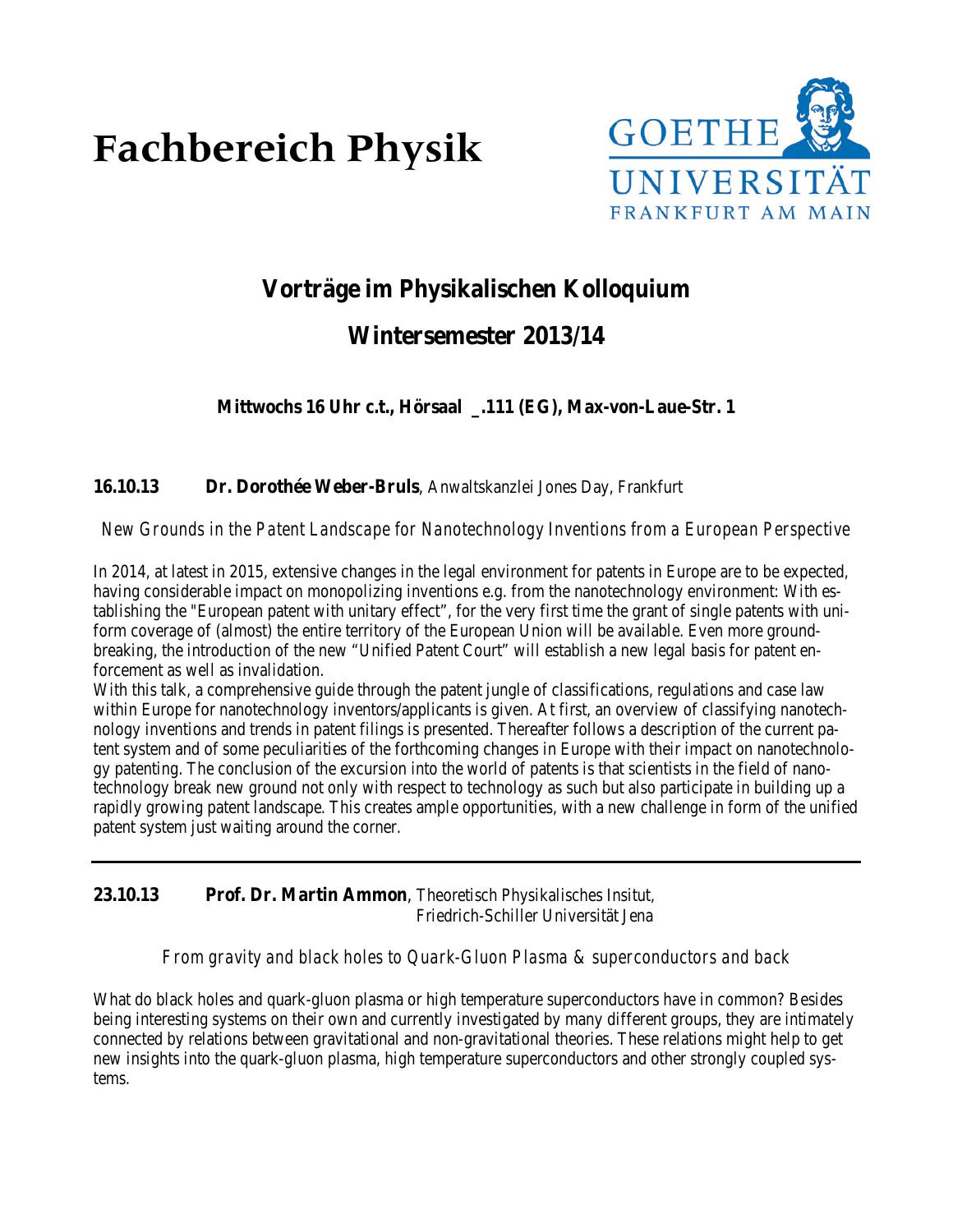# Fachbereich Physik

GOETHE UNIVERSITÄT FRANKFURT AM MAIN

## Vorträge im Physikalischen Kolloquium

## Wintersemester 2013/14

**Mittwochs 16 Uhr c.t., Hörsaal _.111 (EG), Max-von-Laue-Str. 1**

**16.10.13** **Dr. Dorothée Weber-Bruls**, Anwaltskanzlei Jones Day, Frankfurt

*New Grounds in the Patent Landscape for Nanotechnology Inventions from a European Perspective*

In 2014, at latest in 2015, extensive changes in the legal environment for patents in Europe are to be expected, having considerable impact on monopolizing inventions e.g. from the nanotechnology environment: With establishing the "European patent with unitary effect", for the very first time the grant of single patents with uniform coverage of (almost) the entire territory of the European Union will be available. Even more groundbreaking, the introduction of the new "Unified Patent Court" will establish a new legal basis for patent enforcement as well as invalidation.
With this talk, a comprehensive guide through the patent jungle of classifications, regulations and case law within Europe for nanotechnology inventors/applicants is given. At first, an overview of classifying nanotechnology inventions and trends in patent filings is presented. Thereafter follows a description of the current patent system and of some peculiarities of the forthcoming changes in Europe with their impact on nanotechnology patenting. The conclusion of the excursion into the world of patents is that scientists in the field of nanotechnology break new ground not only with respect to technology as such but also participate in building up a rapidly growing patent landscape. This creates ample opportunities, with a new challenge in form of the unified patent system just waiting around the corner.

---

**23.10.13** **Prof. Dr. Martin Ammon**, Theoretisch Physikalisches Insitut, Friedrich-Schiller Universität Jena

*From gravity and black holes to Quark-Gluon Plasma & superconductors and back*

What do black holes and quark-gluon plasma or high temperature superconductors have in common? Besides being interesting systems on their own and currently investigated by many different groups, they are intimately connected by relations between gravitational and non-gravitational theories. These relations might help to get new insights into the quark-gluon plasma, high temperature superconductors and other strongly coupled systems.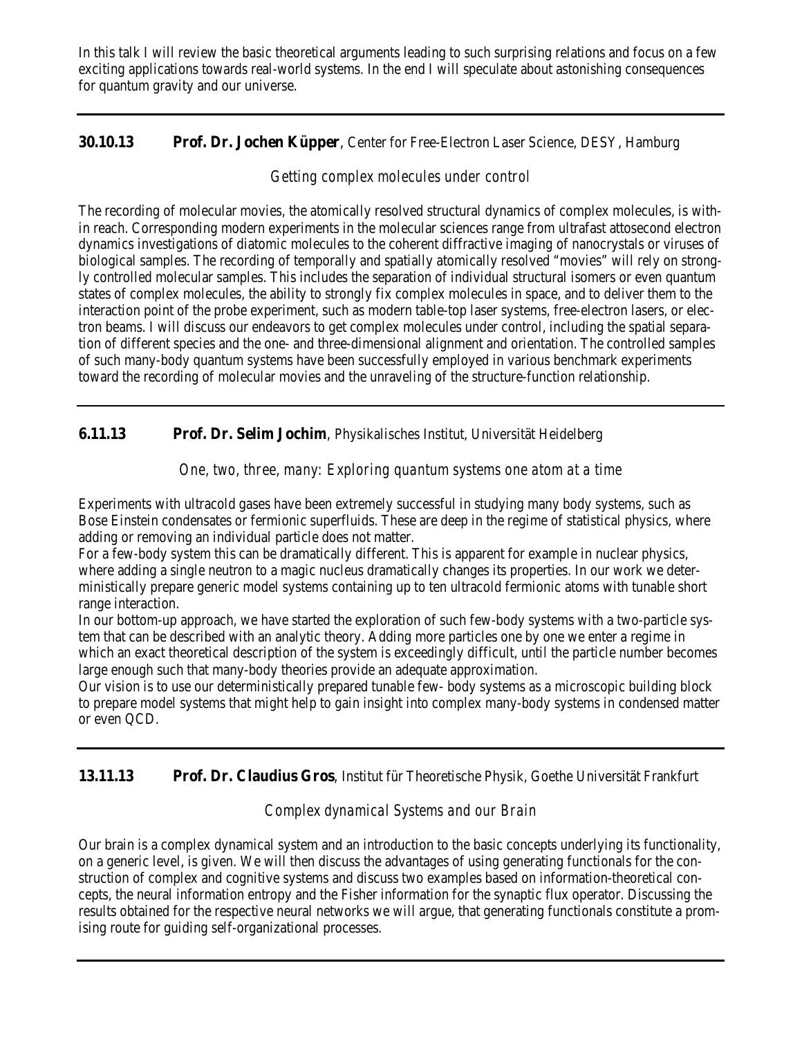In this talk I will review the basic theoretical arguments leading to such surprising relations and focus on a few exciting applications towards real-world systems. In the end I will speculate about astonishing consequences for quantum gravity and our universe.

---

**30.10.13** **Prof. Dr. Jochen Küpper**, Center for Free-Electron Laser Science, DESY, Hamburg

*Getting complex molecules under control*

The recording of molecular movies, the atomically resolved structural dynamics of complex molecules, is within reach. Corresponding modern experiments in the molecular sciences range from ultrafast attosecond electron dynamics investigations of diatomic molecules to the coherent diffractive imaging of nanocrystals or viruses of biological samples. The recording of temporally and spatially atomically resolved "movies" will rely on strongly controlled molecular samples. This includes the separation of individual structural isomers or even quantum states of complex molecules, the ability to strongly fix complex molecules in space, and to deliver them to the interaction point of the probe experiment, such as modern table-top laser systems, free-electron lasers, or electron beams. I will discuss our endeavors to get complex molecules under control, including the spatial separation of different species and the one- and three-dimensional alignment and orientation. The controlled samples of such many-body quantum systems have been successfully employed in various benchmark experiments toward the recording of molecular movies and the unraveling of the structure-function relationship.

---

**6.11.13** **Prof. Dr. Selim Jochim**, Physikalisches Institut, Universität Heidelberg

*One, two, three, many: Exploring quantum systems one atom at a time*

Experiments with ultracold gases have been extremely successful in studying many body systems, such as Bose Einstein condensates or fermionic superfluids. These are deep in the regime of statistical physics, where adding or removing an individual particle does not matter.
For a few-body system this can be dramatically different. This is apparent for example in nuclear physics, where adding a single neutron to a magic nucleus dramatically changes its properties. In our work we deterministically prepare generic model systems containing up to ten ultracold fermionic atoms with tunable short range interaction.
In our bottom-up approach, we have started the exploration of such few-body systems with a two-particle system that can be described with an analytic theory. Adding more particles one by one we enter a regime in which an exact theoretical description of the system is exceedingly difficult, until the particle number becomes large enough such that many-body theories provide an adequate approximation.
Our vision is to use our deterministically prepared tunable few- body systems as a microscopic building block to prepare model systems that might help to gain insight into complex many-body systems in condensed matter or even QCD.

---

**13.11.13** **Prof. Dr. Claudius Gros**, Institut für Theoretische Physik, Goethe Universität Frankfurt

*Complex dynamical Systems and our Brain*

Our brain is a complex dynamical system and an introduction to the basic concepts underlying its functionality, on a generic level, is given. We will then discuss the advantages of using generating functionals for the construction of complex and cognitive systems and discuss two examples based on information-theoretical concepts, the neural information entropy and the Fisher information for the synaptic flux operator. Discussing the results obtained for the respective neural networks we will argue, that generating functionals constitute a promising route for guiding self-organizational processes.

---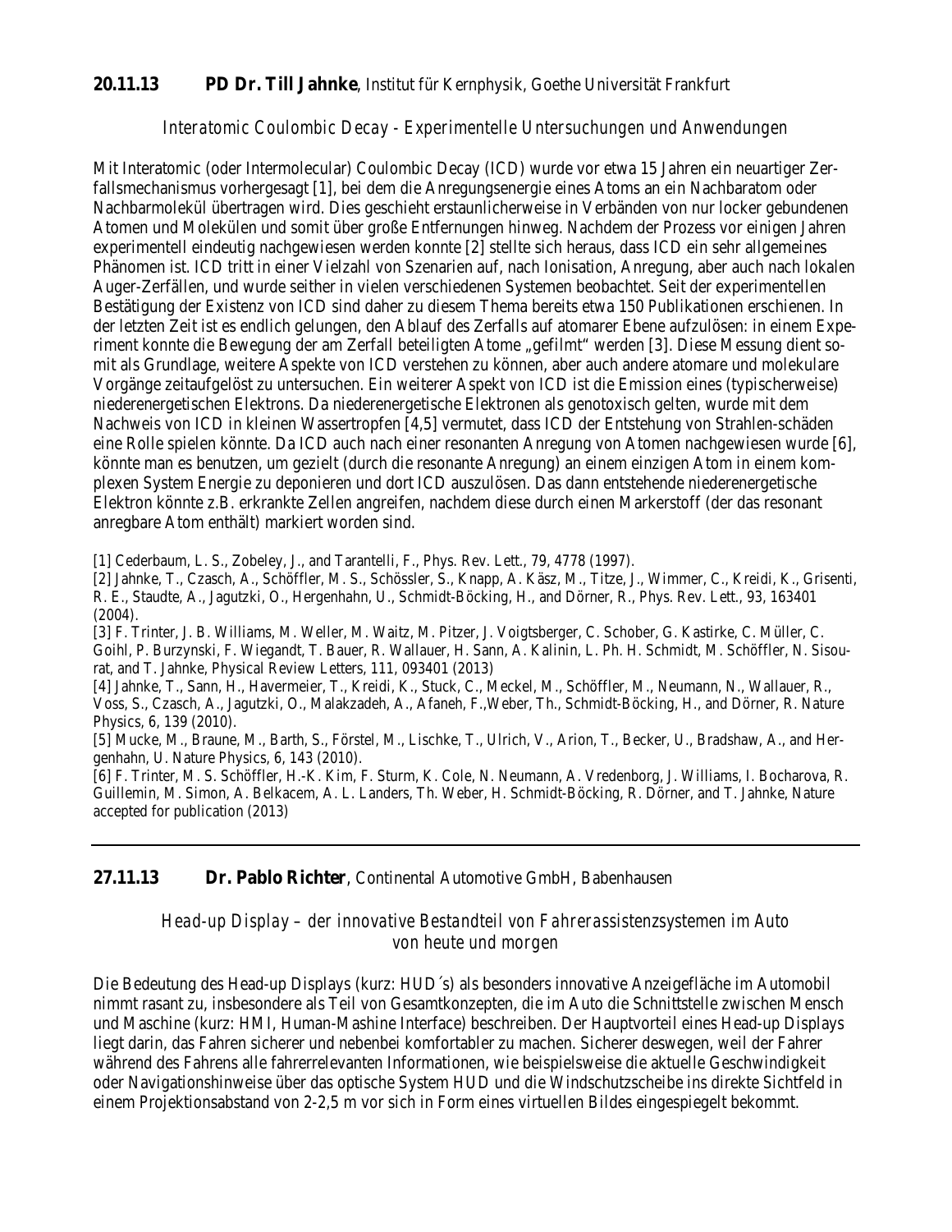**20.11.13 PD Dr. Till Jahnke**, Institut für Kernphysik, Goethe Universität Frankfurt

*Interatomic Coulombic Decay - Experimentelle Untersuchungen und Anwendungen*

Mit Interatomic (oder Intermolecular) Coulombic Decay (ICD) wurde vor etwa 15 Jahren ein neuartiger Zerfallsmechanismus vorhergesagt [1], bei dem die Anregungsenergie eines Atoms an ein Nachbaratom oder Nachbarmolekül übertragen wird. Dies geschieht erstaunlicherweise in Verbänden von nur locker gebundenen Atomen und Molekülen und somit über große Entfernungen hinweg. Nachdem der Prozess vor einigen Jahren experimentell eindeutig nachgewiesen werden konnte [2] stellte sich heraus, dass ICD ein sehr allgemeines Phänomen ist. ICD tritt in einer Vielzahl von Szenarien auf, nach Ionisation, Anregung, aber auch nach lokalen Auger-Zerfällen, und wurde seither in vielen verschiedenen Systemen beobachtet. Seit der experimentellen Bestätigung der Existenz von ICD sind daher zu diesem Thema bereits etwa 150 Publikationen erschienen. In der letzten Zeit ist es endlich gelungen, den Ablauf des Zerfalls auf atomarer Ebene aufzulösen: in einem Experiment konnte die Bewegung der am Zerfall beteiligten Atome „gefilmt" werden [3]. Diese Messung dient somit als Grundlage, weitere Aspekte von ICD verstehen zu können, aber auch andere atomare und molekulare Vorgänge zeitaufgelöst zu untersuchen. Ein weiterer Aspekt von ICD ist die Emission eines (typischerweise) niederenergetischen Elektrons. Da niederenergetische Elektronen als genotoxisch gelten, wurde mit dem Nachweis von ICD in kleinen Wassertropfen [4,5] vermutet, dass ICD der Entstehung von Strahlen-schäden eine Rolle spielen könnte. Da ICD auch nach einer resonanten Anregung von Atomen nachgewiesen wurde [6], könnte man es benutzen, um gezielt (durch die resonante Anregung) an einem einzigen Atom in einem komplexen System Energie zu deponieren und dort ICD auszulösen. Das dann entstehende niederenergetische Elektron könnte z.B. erkrankte Zellen angreifen, nachdem diese durch einen Markerstoff (der das resonant anregbare Atom enthält) markiert worden sind.

[1] Cederbaum, L. S., Zobeley, J., and Tarantelli, F., Phys. Rev. Lett., 79, 4778 (1997).
[2] Jahnke, T., Czasch, A., Schöffler, M. S., Schössler, S., Knapp, A. Käsz, M., Titze, J., Wimmer, C., Kreidi, K., Grisenti, R. E., Staudte, A., Jagutzki, O., Hergenhahn, U., Schmidt-Böcking, H., and Dörner, R., Phys. Rev. Lett., 93, 163401 (2004).
[3] F. Trinter, J. B. Williams, M. Weller, M. Waitz, M. Pitzer, J. Voigtsberger, C. Schober, G. Kastirke, C. Müller, C. Goihl, P. Burzynski, F. Wiegandt, T. Bauer, R. Wallauer, H. Sann, A. Kalinin, L. Ph. H. Schmidt, M. Schöffler, N. Sisourat, and T. Jahnke, Physical Review Letters, 111, 093401 (2013)
[4] Jahnke, T., Sann, H., Havermeier, T., Kreidi, K., Stuck, C., Meckel, M., Schöffler, M., Neumann, N., Wallauer, R., Voss, S., Czasch, A., Jagutzki, O., Malakzadeh, A., Afaneh, F.,Weber, Th., Schmidt-Böcking, H., and Dörner, R. Nature Physics, 6, 139 (2010).
[5] Mucke, M., Braune, M., Barth, S., Förstel, M., Lischke, T., Ulrich, V., Arion, T., Becker, U., Bradshaw, A., and Hergenhahn, U. Nature Physics, 6, 143 (2010).
[6] F. Trinter, M. S. Schöffler, H.-K. Kim, F. Sturm, K. Cole, N. Neumann, A. Vredenborg, J. Williams, I. Bocharova, R. Guillemin, M. Simon, A. Belkacem, A. L. Landers, Th. Weber, H. Schmidt-Böcking, R. Dörner, and T. Jahnke, Nature accepted for publication (2013)

---

**27.11.13 Dr. Pablo Richter**, Continental Automotive GmbH, Babenhausen

*Head-up Display – der innovative Bestandteil von Fahrerassistenzsystemen im Auto von heute und morgen*

Die Bedeutung des Head-up Displays (kurz: HUD´s) als besonders innovative Anzeigefläche im Automobil nimmt rasant zu, insbesondere als Teil von Gesamtkonzepten, die im Auto die Schnittstelle zwischen Mensch und Maschine (kurz: HMI, Human-Mashine Interface) beschreiben. Der Hauptvorteil eines Head-up Displays liegt darin, das Fahren sicherer und nebenbei komfortabler zu machen. Sicherer deswegen, weil der Fahrer während des Fahrens alle fahrerrelevanten Informationen, wie beispielsweise die aktuelle Geschwindigkeit oder Navigationshinweise über das optische System HUD und die Windschutzscheibe ins direkte Sichtfeld in einem Projektionsabstand von 2-2,5 m vor sich in Form eines virtuellen Bildes eingespiegelt bekommt.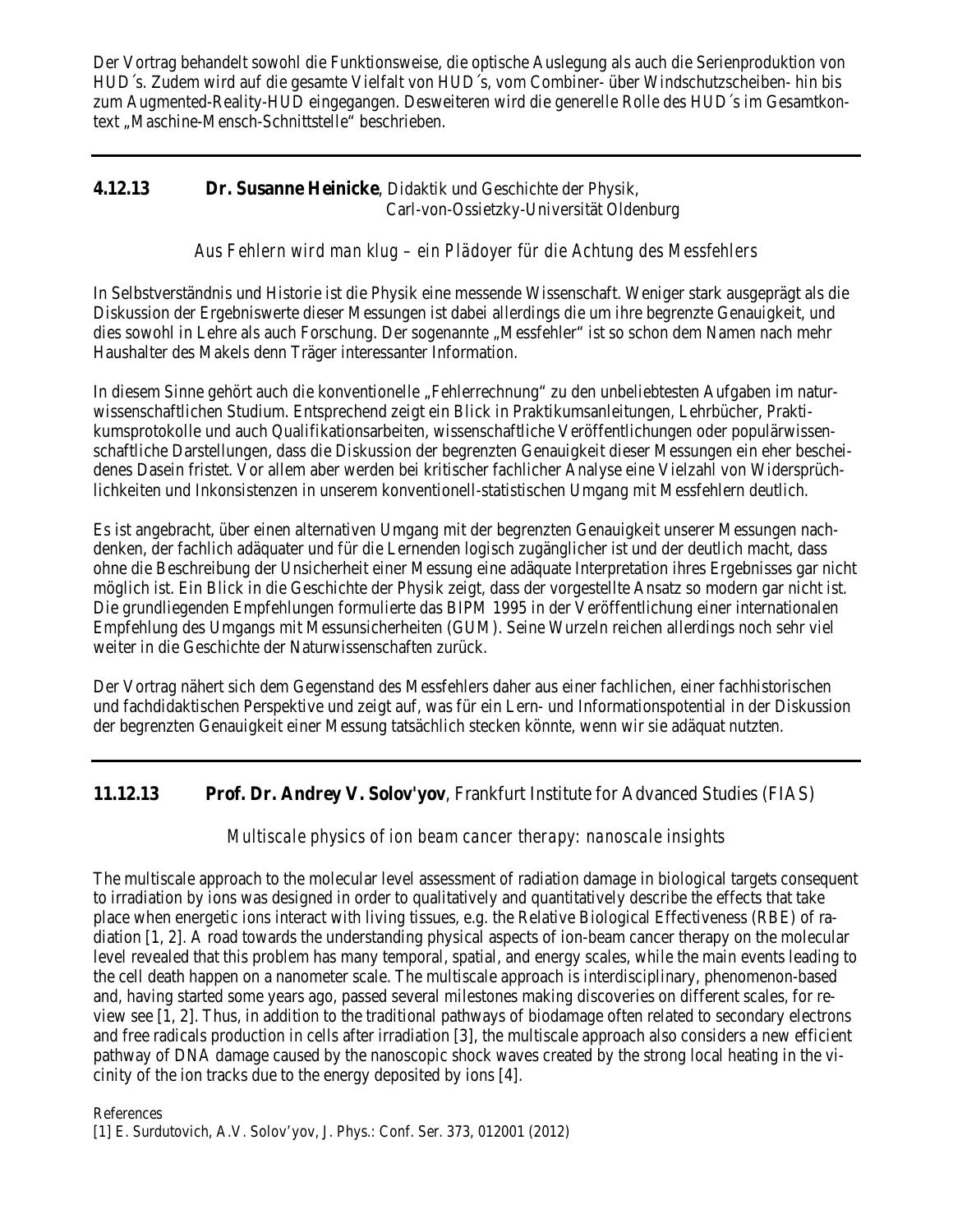Der Vortrag behandelt sowohl die Funktionsweise, die optische Auslegung als auch die Serienproduktion von HUD´s. Zudem wird auf die gesamte Vielfalt von HUD´s, vom Combiner- über Windschutzscheiben- hin bis zum Augmented-Reality-HUD eingegangen. Desweiteren wird die generelle Rolle des HUD´s im Gesamtkontext „Maschine-Mensch-Schnittstelle" beschrieben.

---

**4.12.13** **Dr. Susanne Heinicke**, Didaktik und Geschichte der Physik, Carl-von-Ossietzky-Universität Oldenburg

*Aus Fehlern wird man klug – ein Plädoyer für die Achtung des Messfehlers*

In Selbstverständnis und Historie ist die Physik eine messende Wissenschaft. Weniger stark ausgeprägt als die Diskussion der Ergebniswerte dieser Messungen ist dabei allerdings die um ihre begrenzte Genauigkeit, und dies sowohl in Lehre als auch Forschung. Der sogenannte „Messfehler" ist so schon dem Namen nach mehr Haushalter des Makels denn Träger interessanter Information.

In diesem Sinne gehört auch die konventionelle „Fehlerrechnung" zu den unbeliebtesten Aufgaben im naturwissenschaftlichen Studium. Entsprechend zeigt ein Blick in Praktikumsanleitungen, Lehrbücher, Praktikumsprotokolle und auch Qualifikationsarbeiten, wissenschaftliche Veröffentlichungen oder populärwissenschaftliche Darstellungen, dass die Diskussion der begrenzten Genauigkeit dieser Messungen ein eher bescheidenes Dasein fristet. Vor allem aber werden bei kritischer fachlicher Analyse eine Vielzahl von Widersprüchlichkeiten und Inkonsistenzen in unserem konventionell-statistischen Umgang mit Messfehlern deutlich.

Es ist angebracht, über einen alternativen Umgang mit der begrenzten Genauigkeit unserer Messungen nachdenken, der fachlich adäquater und für die Lernenden logisch zugänglicher ist und der deutlich macht, dass ohne die Beschreibung der Unsicherheit einer Messung eine adäquate Interpretation ihres Ergebnisses gar nicht möglich ist. Ein Blick in die Geschichte der Physik zeigt, dass der vorgestellte Ansatz so modern gar nicht ist. Die grundliegenden Empfehlungen formulierte das BIPM 1995 in der Veröffentlichung einer internationalen Empfehlung des Umgangs mit Messunsicherheiten (GUM). Seine Wurzeln reichen allerdings noch sehr viel weiter in die Geschichte der Naturwissenschaften zurück.

Der Vortrag nähert sich dem Gegenstand des Messfehlers daher aus einer fachlichen, einer fachhistorischen und fachdidaktischen Perspektive und zeigt auf, was für ein Lern- und Informationspotential in der Diskussion der begrenzten Genauigkeit einer Messung tatsächlich stecken könnte, wenn wir sie adäquat nutzten.

---

**11.12.13** **Prof. Dr. Andrey V. Solov'yov**, Frankfurt Institute for Advanced Studies (FIAS)

*Multiscale physics of ion beam cancer therapy: nanoscale insights*

The multiscale approach to the molecular level assessment of radiation damage in biological targets consequent to irradiation by ions was designed in order to qualitatively and quantitatively describe the effects that take place when energetic ions interact with living tissues, e.g. the Relative Biological Effectiveness (RBE) of radiation [1, 2]. A road towards the understanding physical aspects of ion-beam cancer therapy on the molecular level revealed that this problem has many temporal, spatial, and energy scales, while the main events leading to the cell death happen on a nanometer scale. The multiscale approach is interdisciplinary, phenomenon-based and, having started some years ago, passed several milestones making discoveries on different scales, for review see [1, 2]. Thus, in addition to the traditional pathways of biodamage often related to secondary electrons and free radicals production in cells after irradiation [3], the multiscale approach also considers a new efficient pathway of DNA damage caused by the nanoscopic shock waves created by the strong local heating in the vicinity of the ion tracks due to the energy deposited by ions [4].

References

[1] E. Surdutovich, A.V. Solov'yov, J. Phys.: Conf. Ser. 373, 012001 (2012)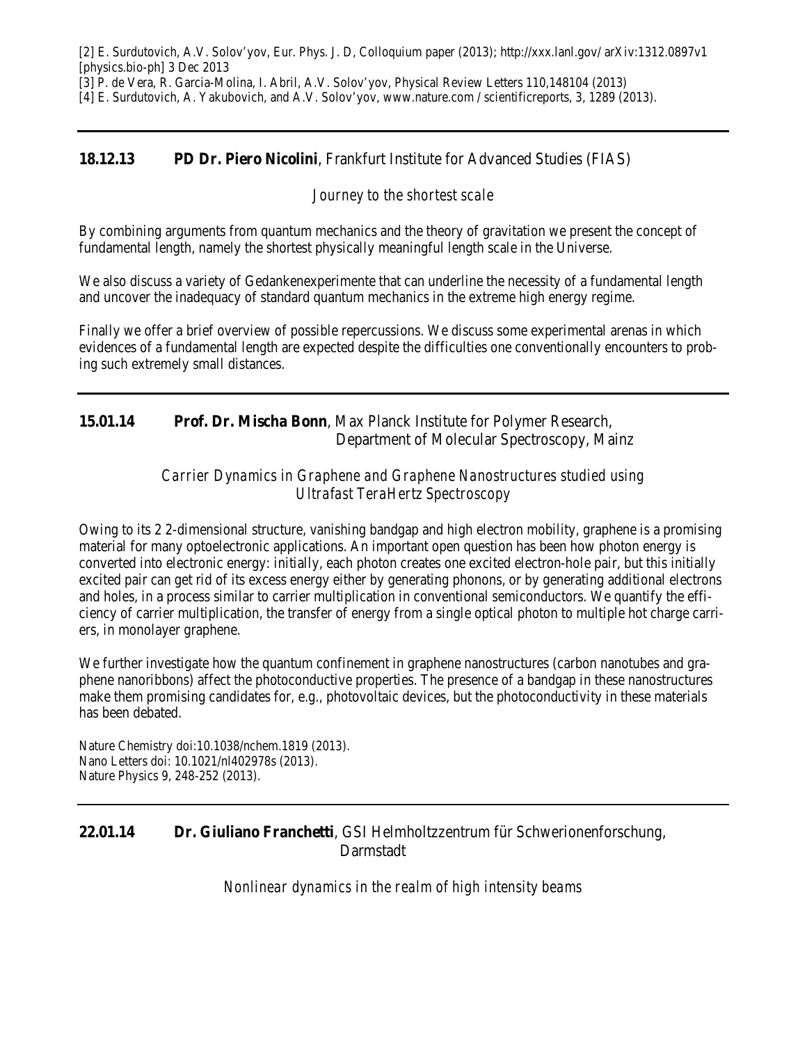[2] E. Surdutovich, A.V. Solov'yov, Eur. Phys. J. D, Colloquium paper (2013); http://xxx.lanl.gov/ arXiv:1312.0897v1 [physics.bio-ph] 3 Dec 2013
[3] P. de Vera, R. Garcia-Molina, I. Abril, A.V. Solov'yov, Physical Review Letters 110,148104 (2013)
[4] E. Surdutovich, A. Yakubovich, and A.V. Solov'yov, www.nature.com / scientificreports, 3, 1289 (2013).

---

**18.12.13** **PD Dr. Piero Nicolini**, Frankfurt Institute for Advanced Studies (FIAS)

*Journey to the shortest scale*

By combining arguments from quantum mechanics and the theory of gravitation we present the concept of fundamental length, namely the shortest physically meaningful length scale in the Universe.

We also discuss a variety of Gedankenexperimente that can underline the necessity of a fundamental length and uncover the inadequacy of standard quantum mechanics in the extreme high energy regime.

Finally we offer a brief overview of possible repercussions. We discuss some experimental arenas in which evidences of a fundamental length are expected despite the difficulties one conventionally encounters to probing such extremely small distances.

---

**15.01.14** **Prof. Dr. Mischa Bonn**, Max Planck Institute for Polymer Research, Department of Molecular Spectroscopy, Mainz

*Carrier Dynamics in Graphene and Graphene Nanostructures studied using Ultrafast TeraHertz Spectroscopy*

Owing to its 2 2-dimensional structure, vanishing bandgap and high electron mobility, graphene is a promising material for many optoelectronic applications. An important open question has been how photon energy is converted into electronic energy: initially, each photon creates one excited electron-hole pair, but this initially excited pair can get rid of its excess energy either by generating phonons, or by generating additional electrons and holes, in a process similar to carrier multiplication in conventional semiconductors. We quantify the efficiency of carrier multiplication, the transfer of energy from a single optical photon to multiple hot charge carriers, in monolayer graphene.

We further investigate how the quantum confinement in graphene nanostructures (carbon nanotubes and graphene nanoribbons) affect the photoconductive properties. The presence of a bandgap in these nanostructures make them promising candidates for, e.g., photovoltaic devices, but the photoconductivity in these materials has been debated.

Nature Chemistry doi:10.1038/nchem.1819 (2013).
Nano Letters doi: 10.1021/nl402978s (2013).
Nature Physics 9, 248-252 (2013).

---

**22.01.14** **Dr. Giuliano Franchetti**, GSI Helmholtzzentrum für Schwerionenforschung, Darmstadt

*Nonlinear dynamics in the realm of high intensity beams*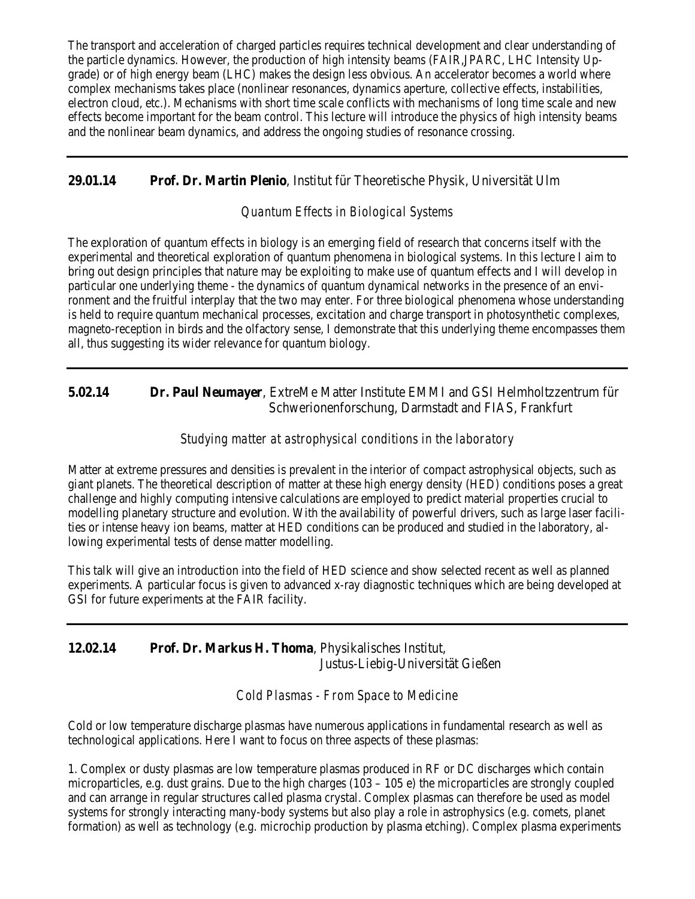The transport and acceleration of charged particles requires technical development and clear understanding of the particle dynamics. However, the production of high intensity beams (FAIR,JPARC, LHC Intensity Upgrade) or of high energy beam (LHC) makes the design less obvious. An accelerator becomes a world where complex mechanisms takes place (nonlinear resonances, dynamics aperture, collective effects, instabilities, electron cloud, etc.). Mechanisms with short time scale conflicts with mechanisms of long time scale and new effects become important for the beam control. This lecture will introduce the physics of high intensity beams and the nonlinear beam dynamics, and address the ongoing studies of resonance crossing.

---

**29.01.14** **Prof. Dr. Martin Plenio**, Institut für Theoretische Physik, Universität Ulm

*Quantum Effects in Biological Systems*

The exploration of quantum effects in biology is an emerging field of research that concerns itself with the experimental and theoretical exploration of quantum phenomena in biological systems. In this lecture I aim to bring out design principles that nature may be exploiting to make use of quantum effects and I will develop in particular one underlying theme - the dynamics of quantum dynamical networks in the presence of an environment and the fruitful interplay that the two may enter. For three biological phenomena whose understanding is held to require quantum mechanical processes, excitation and charge transport in photosynthetic complexes, magneto-reception in birds and the olfactory sense, I demonstrate that this underlying theme encompasses them all, thus suggesting its wider relevance for quantum biology.

---

**5.02.14** **Dr. Paul Neumayer**, ExtreMe Matter Institute EMMI and GSI Helmholtzzentrum für Schwerionenforschung, Darmstadt and FIAS, Frankfurt

*Studying matter at astrophysical conditions in the laboratory*

Matter at extreme pressures and densities is prevalent in the interior of compact astrophysical objects, such as giant planets. The theoretical description of matter at these high energy density (HED) conditions poses a great challenge and highly computing intensive calculations are employed to predict material properties crucial to modelling planetary structure and evolution. With the availability of powerful drivers, such as large laser facilities or intense heavy ion beams, matter at HED conditions can be produced and studied in the laboratory, allowing experimental tests of dense matter modelling.

This talk will give an introduction into the field of HED science and show selected recent as well as planned experiments. A particular focus is given to advanced x-ray diagnostic techniques which are being developed at GSI for future experiments at the FAIR facility.

---

**12.02.14** **Prof. Dr. Markus H. Thoma**, Physikalisches Institut, Justus-Liebig-Universität Gießen

*Cold Plasmas - From Space to Medicine*

Cold or low temperature discharge plasmas have numerous applications in fundamental research as well as technological applications. Here I want to focus on three aspects of these plasmas:

1. Complex or dusty plasmas are low temperature plasmas produced in RF or DC discharges which contain microparticles, e.g. dust grains. Due to the high charges (103 – 105 e) the microparticles are strongly coupled and can arrange in regular structures called plasma crystal. Complex plasmas can therefore be used as model systems for strongly interacting many-body systems but also play a role in astrophysics (e.g. comets, planet formation) as well as technology (e.g. microchip production by plasma etching). Complex plasma experiments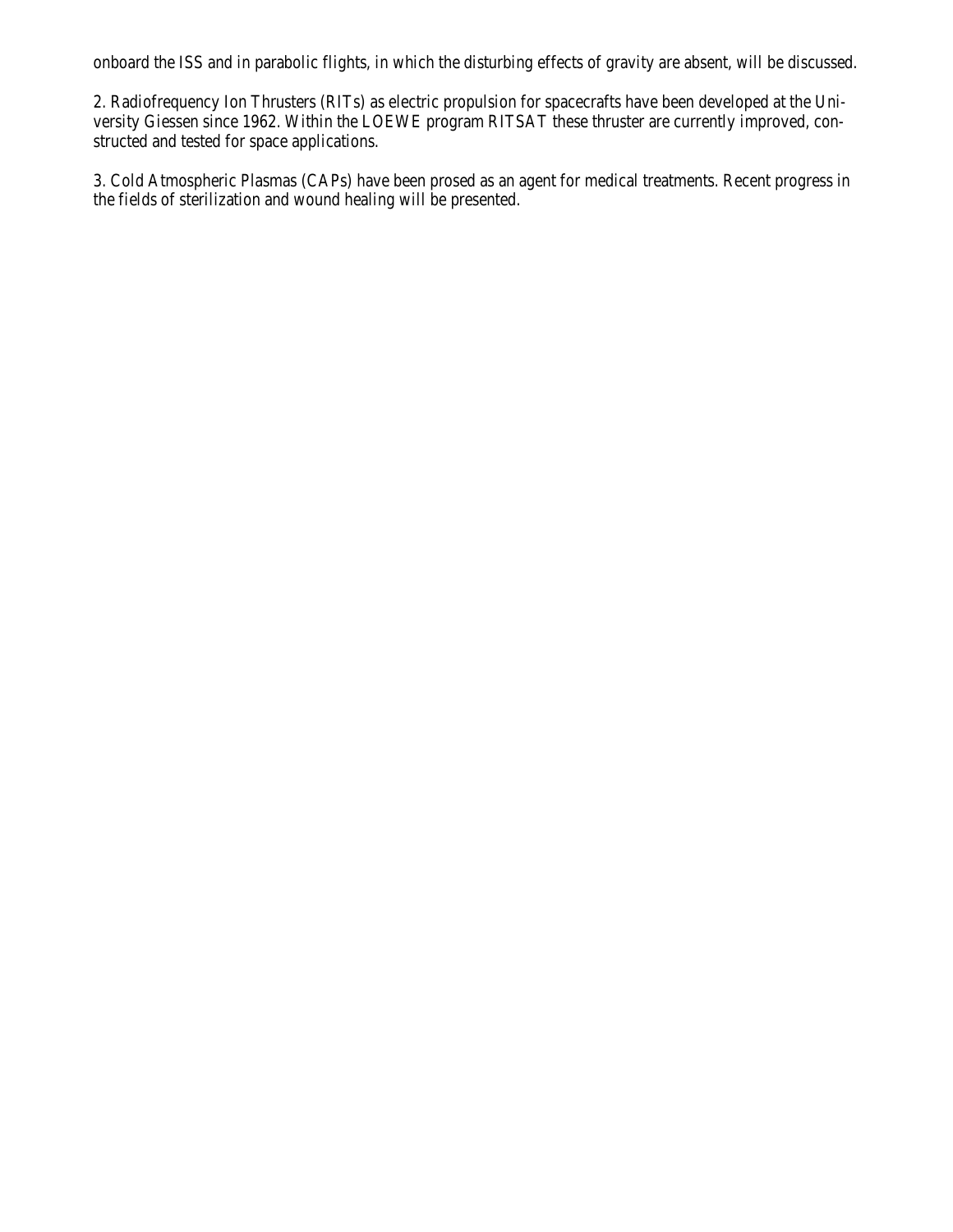onboard the ISS and in parabolic flights, in which the disturbing effects of gravity are absent, will be discussed.

2. Radiofrequency Ion Thrusters (RITs) as electric propulsion for spacecrafts have been developed at the University Giessen since 1962. Within the LOEWE program RITSAT these thruster are currently improved, constructed and tested for space applications.

3. Cold Atmospheric Plasmas (CAPs) have been prosed as an agent for medical treatments. Recent progress in the fields of sterilization and wound healing will be presented.